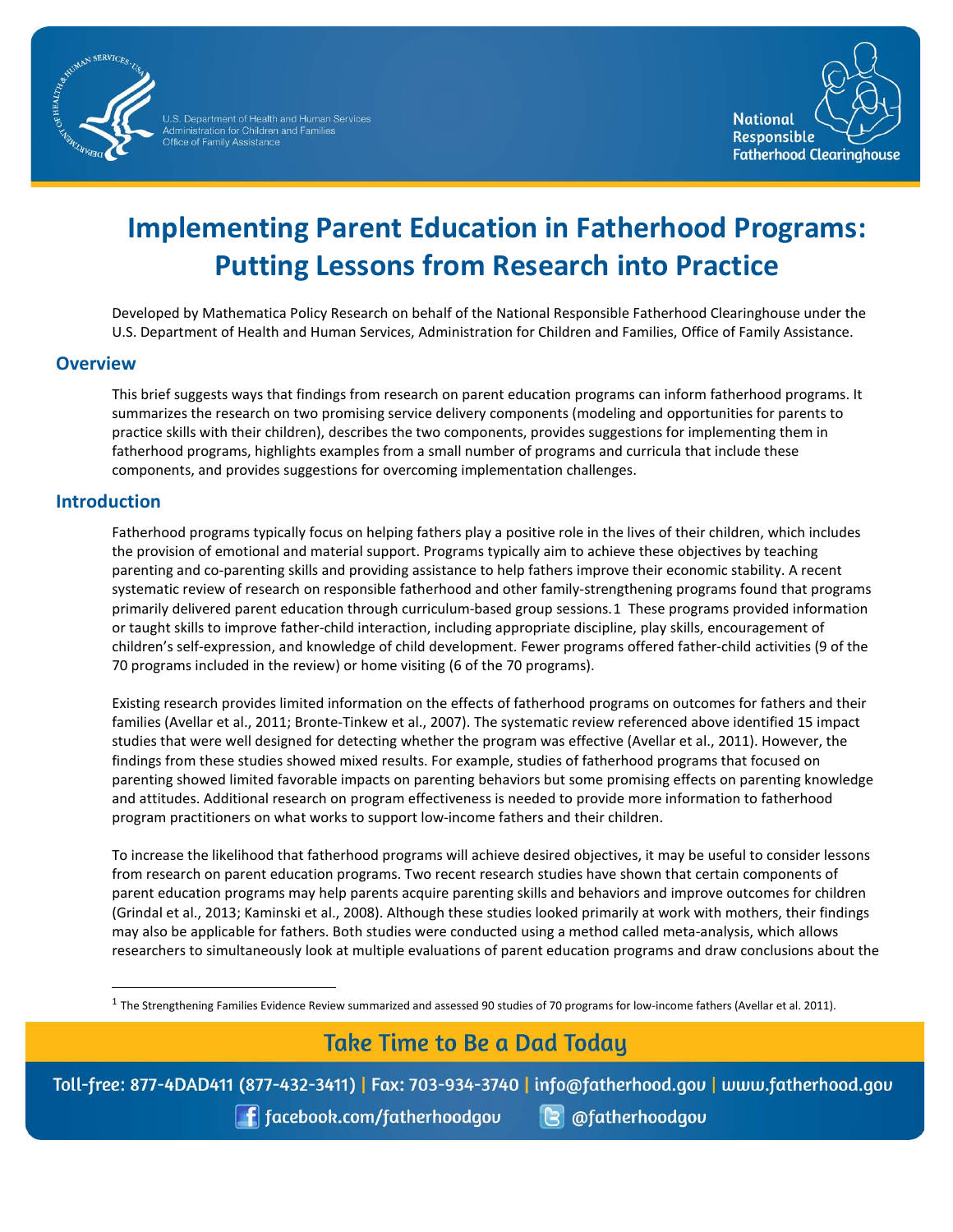# Implementing Parent Education in Fatherhood Programs: Putting Lessons from Research into Practice

Developed by Mathematica Policy Research on behalf of the National Responsible Fatherhood Clearinghouse under the U.S. Department of Health and Human Services, Administration for Children and Families, Office of Family Assistance.

## Overview

This brief suggests ways that findings from research on parent education programs can inform fatherhood programs. It summarizes the research on two promising service delivery components (modeling and opportunities for parents to practice skills with their children), describes the two components, provides suggestions for implementing them in fatherhood programs, highlights examples from a small number of programs and curricula that include these components, and provides suggestions for overcoming implementation challenges.

## Introduction

Fatherhood programs typically focus on helping fathers play a positive role in the lives of their children, which includes the provision of emotional and material support. Programs typically aim to achieve these objectives by teaching parenting and co-parenting skills and providing assistance to help fathers improve their economic stability. A recent systematic review of research on responsible fatherhood and other family-strengthening programs found that programs primarily delivered parent education through curriculum-based group sessions.[1] These programs provided information or taught skills to improve father-child interaction, including appropriate discipline, play skills, encouragement of children's self-expression, and knowledge of child development. Fewer programs offered father-child activities (9 of the 70 programs included in the review) or home visiting (6 of the 70 programs).

Existing research provides limited information on the effects of fatherhood programs on outcomes for fathers and their families (Avellar et al., 2011; Bronte-Tinkew et al., 2007). The systematic review referenced above identified 15 impact studies that were well designed for detecting whether the program was effective (Avellar et al., 2011). However, the findings from these studies showed mixed results. For example, studies of fatherhood programs that focused on parenting showed limited favorable impacts on parenting behaviors but some promising effects on parenting knowledge and attitudes. Additional research on program effectiveness is needed to provide more information to fatherhood program practitioners on what works to support low-income fathers and their children.

To increase the likelihood that fatherhood programs will achieve desired objectives, it may be useful to consider lessons from research on parent education programs. Two recent research studies have shown that certain components of parent education programs may help parents acquire parenting skills and behaviors and improve outcomes for children (Grindal et al., 2013; Kaminski et al., 2008). Although these studies looked primarily at work with mothers, their findings may also be applicable for fathers. Both studies were conducted using a method called meta-analysis, which allows researchers to simultaneously look at multiple evaluations of parent education programs and draw conclusions about the

[1] The Strengthening Families Evidence Review summarized and assessed 90 studies of 70 programs for low-income fathers (Avellar et al. 2011).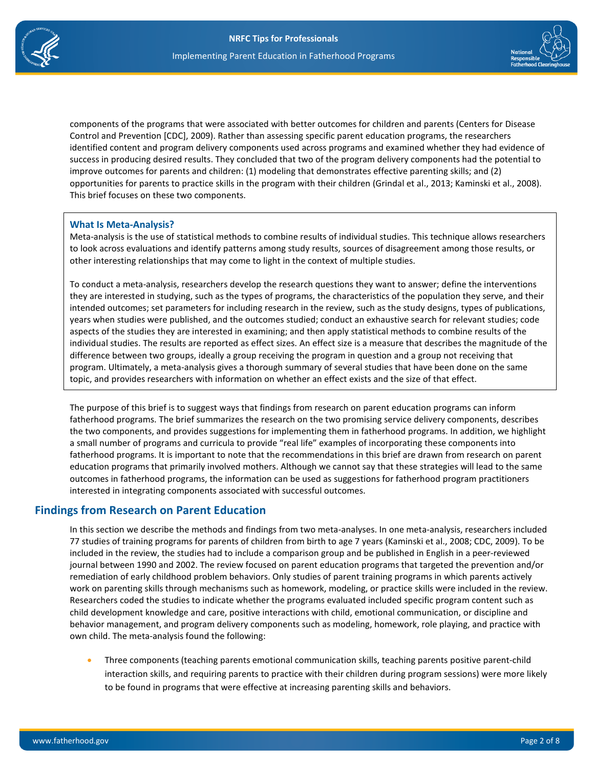components of the programs that were associated with better outcomes for children and parents (Centers for Disease Control and Prevention [CDC], 2009). Rather than assessing specific parent education programs, the researchers identified content and program delivery components used across programs and examined whether they had evidence of success in producing desired results. They concluded that two of the program delivery components had the potential to improve outcomes for parents and children: (1) modeling that demonstrates effective parenting skills; and (2) opportunities for parents to practice skills in the program with their children (Grindal et al., 2013; Kaminski et al., 2008). This brief focuses on these two components.

> **What Is Meta-Analysis?**
>
> Meta-analysis is the use of statistical methods to combine results of individual studies. This technique allows researchers to look across evaluations and identify patterns among study results, sources of disagreement among those results, or other interesting relationships that may come to light in the context of multiple studies.
>
> To conduct a meta-analysis, researchers develop the research questions they want to answer; define the interventions they are interested in studying, such as the types of programs, the characteristics of the population they serve, and their intended outcomes; set parameters for including research in the review, such as the study designs, types of publications, years when studies were published, and the outcomes studied; conduct an exhaustive search for relevant studies; code aspects of the studies they are interested in examining; and then apply statistical methods to combine results of the individual studies. The results are reported as effect sizes. An effect size is a measure that describes the magnitude of the difference between two groups, ideally a group receiving the program in question and a group not receiving that program. Ultimately, a meta-analysis gives a thorough summary of several studies that have been done on the same topic, and provides researchers with information on whether an effect exists and the size of that effect.

The purpose of this brief is to suggest ways that findings from research on parent education programs can inform fatherhood programs. The brief summarizes the research on the two promising service delivery components, describes the two components, and provides suggestions for implementing them in fatherhood programs. In addition, we highlight a small number of programs and curricula to provide "real life" examples of incorporating these components into fatherhood programs. It is important to note that the recommendations in this brief are drawn from research on parent education programs that primarily involved mothers. Although we cannot say that these strategies will lead to the same outcomes in fatherhood programs, the information can be used as suggestions for fatherhood program practitioners interested in integrating components associated with successful outcomes.

## Findings from Research on Parent Education

In this section we describe the methods and findings from two meta-analyses. In one meta-analysis, researchers included 77 studies of training programs for parents of children from birth to age 7 years (Kaminski et al., 2008; CDC, 2009). To be included in the review, the studies had to include a comparison group and be published in English in a peer-reviewed journal between 1990 and 2002. The review focused on parent education programs that targeted the prevention and/or remediation of early childhood problem behaviors. Only studies of parent training programs in which parents actively work on parenting skills through mechanisms such as homework, modeling, or practice skills were included in the review. Researchers coded the studies to indicate whether the programs evaluated included specific program content such as child development knowledge and care, positive interactions with child, emotional communication, or discipline and behavior management, and program delivery components such as modeling, homework, role playing, and practice with own child. The meta-analysis found the following:

- Three components (teaching parents emotional communication skills, teaching parents positive parent-child interaction skills, and requiring parents to practice with their children during program sessions) were more likely to be found in programs that were effective at increasing parenting skills and behaviors.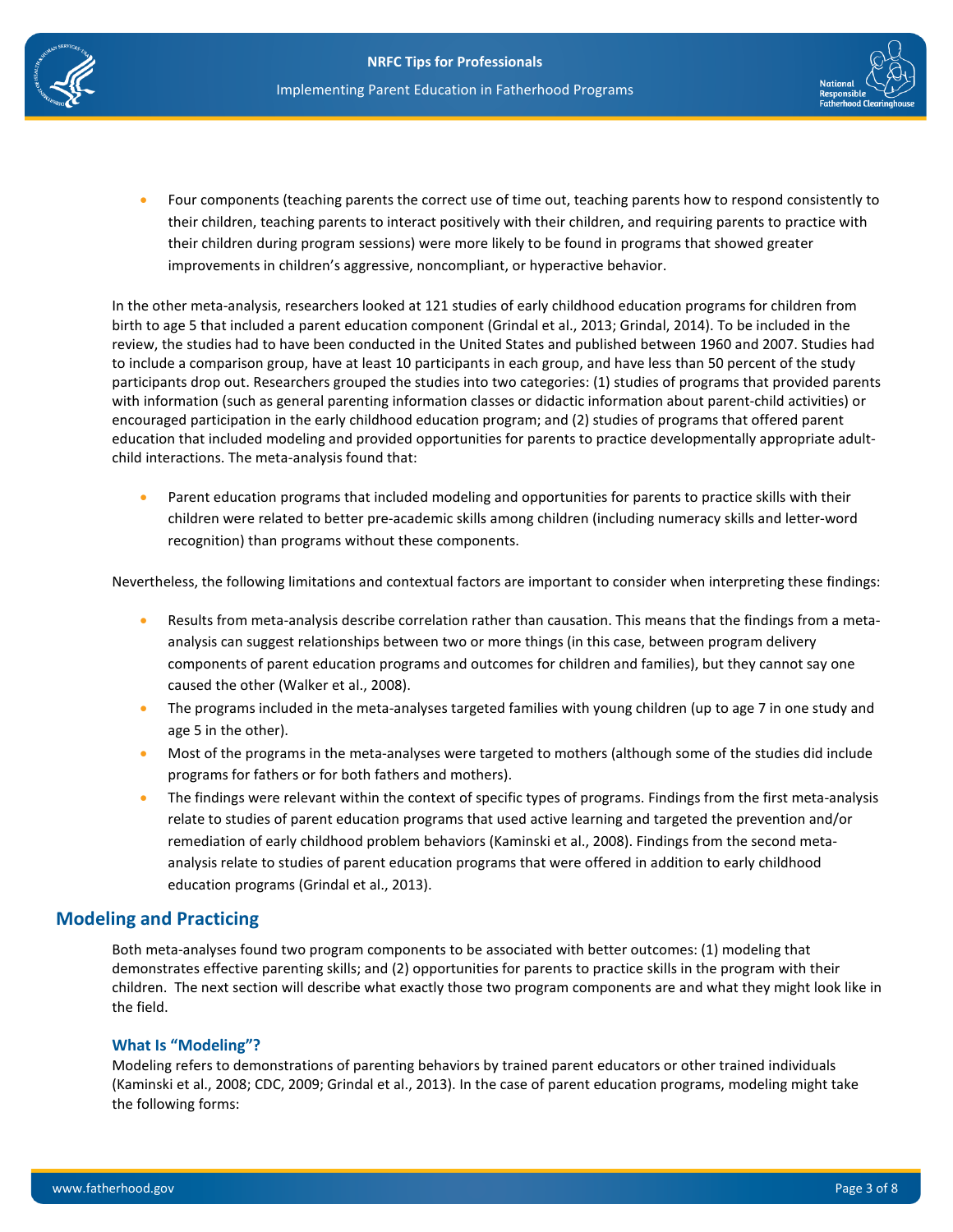- Four components (teaching parents the correct use of time out, teaching parents how to respond consistently to their children, teaching parents to interact positively with their children, and requiring parents to practice with their children during program sessions) were more likely to be found in programs that showed greater improvements in children's aggressive, noncompliant, or hyperactive behavior.

In the other meta-analysis, researchers looked at 121 studies of early childhood education programs for children from birth to age 5 that included a parent education component (Grindal et al., 2013; Grindal, 2014). To be included in the review, the studies had to have been conducted in the United States and published between 1960 and 2007. Studies had to include a comparison group, have at least 10 participants in each group, and have less than 50 percent of the study participants drop out. Researchers grouped the studies into two categories: (1) studies of programs that provided parents with information (such as general parenting information classes or didactic information about parent-child activities) or encouraged participation in the early childhood education program; and (2) studies of programs that offered parent education that included modeling and provided opportunities for parents to practice developmentally appropriate adult-child interactions. The meta-analysis found that:

- Parent education programs that included modeling and opportunities for parents to practice skills with their children were related to better pre-academic skills among children (including numeracy skills and letter-word recognition) than programs without these components.

Nevertheless, the following limitations and contextual factors are important to consider when interpreting these findings:

- Results from meta-analysis describe correlation rather than causation. This means that the findings from a meta-analysis can suggest relationships between two or more things (in this case, between program delivery components of parent education programs and outcomes for children and families), but they cannot say one caused the other (Walker et al., 2008).
- The programs included in the meta-analyses targeted families with young children (up to age 7 in one study and age 5 in the other).
- Most of the programs in the meta-analyses were targeted to mothers (although some of the studies did include programs for fathers or for both fathers and mothers).
- The findings were relevant within the context of specific types of programs. Findings from the first meta-analysis relate to studies of parent education programs that used active learning and targeted the prevention and/or remediation of early childhood problem behaviors (Kaminski et al., 2008). Findings from the second meta-analysis relate to studies of parent education programs that were offered in addition to early childhood education programs (Grindal et al., 2013).

## Modeling and Practicing

Both meta-analyses found two program components to be associated with better outcomes: (1) modeling that demonstrates effective parenting skills; and (2) opportunities for parents to practice skills in the program with their children. The next section will describe what exactly those two program components are and what they might look like in the field.

### What Is "Modeling"?

Modeling refers to demonstrations of parenting behaviors by trained parent educators or other trained individuals (Kaminski et al., 2008; CDC, 2009; Grindal et al., 2013). In the case of parent education programs, modeling might take the following forms: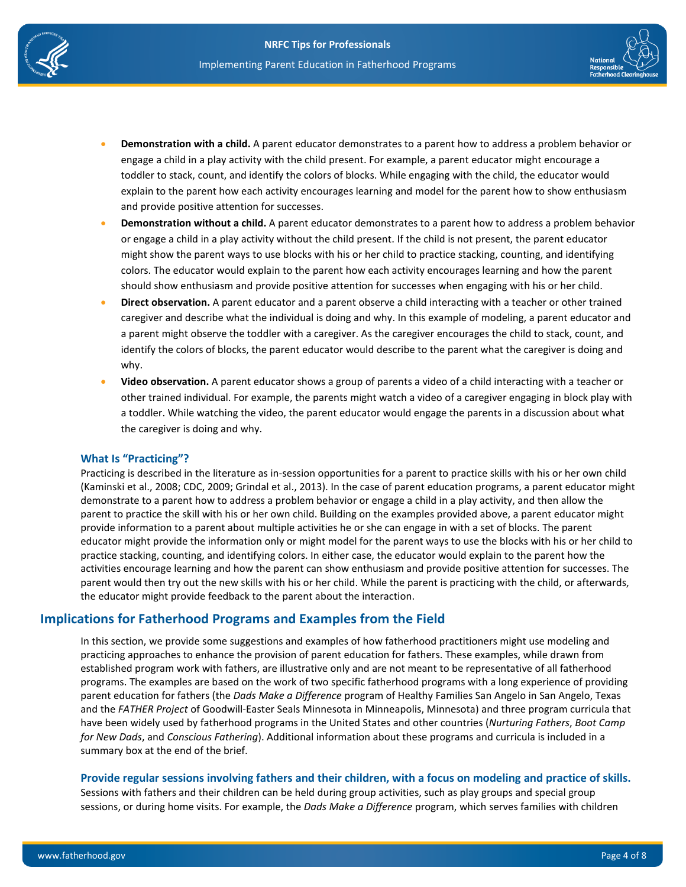- **Demonstration with a child.** A parent educator demonstrates to a parent how to address a problem behavior or engage a child in a play activity with the child present. For example, a parent educator might encourage a toddler to stack, count, and identify the colors of blocks. While engaging with the child, the educator would explain to the parent how each activity encourages learning and model for the parent how to show enthusiasm and provide positive attention for successes.
- **Demonstration without a child.** A parent educator demonstrates to a parent how to address a problem behavior or engage a child in a play activity without the child present. If the child is not present, the parent educator might show the parent ways to use blocks with his or her child to practice stacking, counting, and identifying colors. The educator would explain to the parent how each activity encourages learning and how the parent should show enthusiasm and provide positive attention for successes when engaging with his or her child.
- **Direct observation.** A parent educator and a parent observe a child interacting with a teacher or other trained caregiver and describe what the individual is doing and why. In this example of modeling, a parent educator and a parent might observe the toddler with a caregiver. As the caregiver encourages the child to stack, count, and identify the colors of blocks, the parent educator would describe to the parent what the caregiver is doing and why.
- **Video observation.** A parent educator shows a group of parents a video of a child interacting with a teacher or other trained individual. For example, the parents might watch a video of a caregiver engaging in block play with a toddler. While watching the video, the parent educator would engage the parents in a discussion about what the caregiver is doing and why.

### What Is "Practicing"?

Practicing is described in the literature as in-session opportunities for a parent to practice skills with his or her own child (Kaminski et al., 2008; CDC, 2009; Grindal et al., 2013). In the case of parent education programs, a parent educator might demonstrate to a parent how to address a problem behavior or engage a child in a play activity, and then allow the parent to practice the skill with his or her own child. Building on the examples provided above, a parent educator might provide information to a parent about multiple activities he or she can engage in with a set of blocks. The parent educator might provide the information only or might model for the parent ways to use the blocks with his or her child to practice stacking, counting, and identifying colors. In either case, the educator would explain to the parent how the activities encourage learning and how the parent can show enthusiasm and provide positive attention for successes. The parent would then try out the new skills with his or her child. While the parent is practicing with the child, or afterwards, the educator might provide feedback to the parent about the interaction.

## Implications for Fatherhood Programs and Examples from the Field

In this section, we provide some suggestions and examples of how fatherhood practitioners might use modeling and practicing approaches to enhance the provision of parent education for fathers. These examples, while drawn from established program work with fathers, are illustrative only and are not meant to be representative of all fatherhood programs. The examples are based on the work of two specific fatherhood programs with a long experience of providing parent education for fathers (the *Dads Make a Difference* program of Healthy Families San Angelo in San Angelo, Texas and the *FATHER Project* of Goodwill-Easter Seals Minnesota in Minneapolis, Minnesota) and three program curricula that have been widely used by fatherhood programs in the United States and other countries (*Nurturing Fathers*, *Boot Camp for New Dads*, and *Conscious Fathering*). Additional information about these programs and curricula is included in a summary box at the end of the brief.

### Provide regular sessions involving fathers and their children, with a focus on modeling and practice of skills.

Sessions with fathers and their children can be held during group activities, such as play groups and special group sessions, or during home visits. For example, the *Dads Make a Difference* program, which serves families with children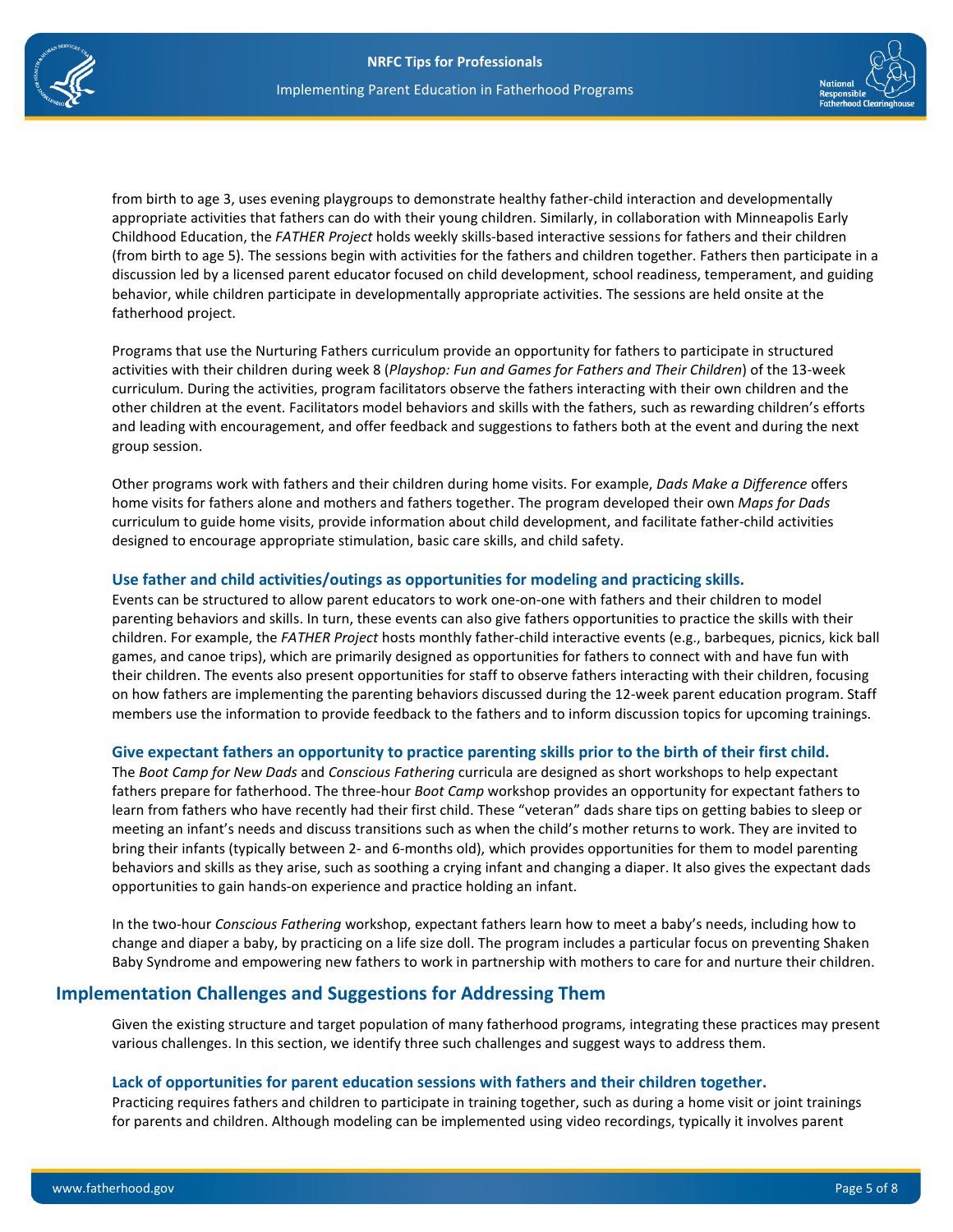from birth to age 3, uses evening playgroups to demonstrate healthy father-child interaction and developmentally appropriate activities that fathers can do with their young children. Similarly, in collaboration with Minneapolis Early Childhood Education, the *FATHER Project* holds weekly skills-based interactive sessions for fathers and their children (from birth to age 5). The sessions begin with activities for the fathers and children together. Fathers then participate in a discussion led by a licensed parent educator focused on child development, school readiness, temperament, and guiding behavior, while children participate in developmentally appropriate activities. The sessions are held onsite at the fatherhood project.

Programs that use the Nurturing Fathers curriculum provide an opportunity for fathers to participate in structured activities with their children during week 8 (*Playshop: Fun and Games for Fathers and Their Children*) of the 13-week curriculum. During the activities, program facilitators observe the fathers interacting with their own children and the other children at the event. Facilitators model behaviors and skills with the fathers, such as rewarding children's efforts and leading with encouragement, and offer feedback and suggestions to fathers both at the event and during the next group session.

Other programs work with fathers and their children during home visits. For example, *Dads Make a Difference* offers home visits for fathers alone and mothers and fathers together. The program developed their own *Maps for Dads* curriculum to guide home visits, provide information about child development, and facilitate father-child activities designed to encourage appropriate stimulation, basic care skills, and child safety.

### Use father and child activities/outings as opportunities for modeling and practicing skills.

Events can be structured to allow parent educators to work one-on-one with fathers and their children to model parenting behaviors and skills. In turn, these events can also give fathers opportunities to practice the skills with their children. For example, the *FATHER Project* hosts monthly father-child interactive events (e.g., barbeques, picnics, kick ball games, and canoe trips), which are primarily designed as opportunities for fathers to connect with and have fun with their children. The events also present opportunities for staff to observe fathers interacting with their children, focusing on how fathers are implementing the parenting behaviors discussed during the 12-week parent education program. Staff members use the information to provide feedback to the fathers and to inform discussion topics for upcoming trainings.

### Give expectant fathers an opportunity to practice parenting skills prior to the birth of their first child.

The *Boot Camp for New Dads* and *Conscious Fathering* curricula are designed as short workshops to help expectant fathers prepare for fatherhood. The three-hour *Boot Camp* workshop provides an opportunity for expectant fathers to learn from fathers who have recently had their first child. These "veteran" dads share tips on getting babies to sleep or meeting an infant's needs and discuss transitions such as when the child's mother returns to work. They are invited to bring their infants (typically between 2- and 6-months old), which provides opportunities for them to model parenting behaviors and skills as they arise, such as soothing a crying infant and changing a diaper. It also gives the expectant dads opportunities to gain hands-on experience and practice holding an infant.

In the two-hour *Conscious Fathering* workshop, expectant fathers learn how to meet a baby's needs, including how to change and diaper a baby, by practicing on a life size doll. The program includes a particular focus on preventing Shaken Baby Syndrome and empowering new fathers to work in partnership with mothers to care for and nurture their children.

## Implementation Challenges and Suggestions for Addressing Them

Given the existing structure and target population of many fatherhood programs, integrating these practices may present various challenges. In this section, we identify three such challenges and suggest ways to address them.

### Lack of opportunities for parent education sessions with fathers and their children together.

Practicing requires fathers and children to participate in training together, such as during a home visit or joint trainings for parents and children. Although modeling can be implemented using video recordings, typically it involves parent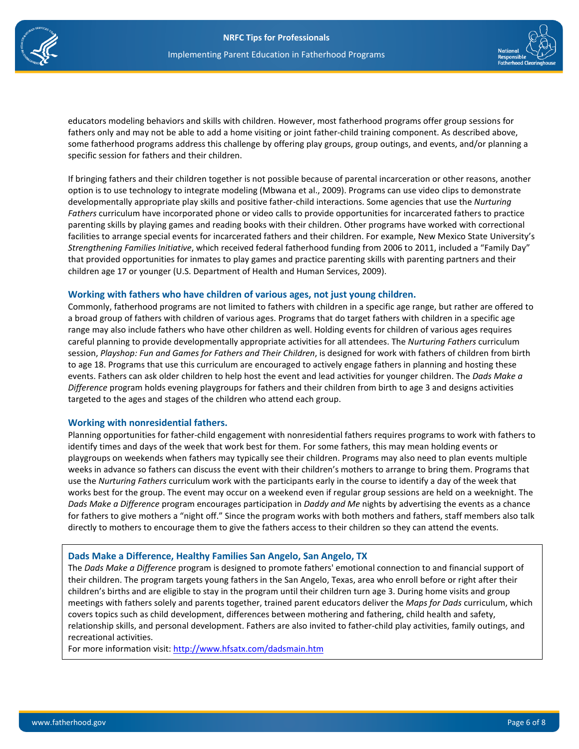educators modeling behaviors and skills with children. However, most fatherhood programs offer group sessions for fathers only and may not be able to add a home visiting or joint father-child training component. As described above, some fatherhood programs address this challenge by offering play groups, group outings, and events, and/or planning a specific session for fathers and their children.

If bringing fathers and their children together is not possible because of parental incarceration or other reasons, another option is to use technology to integrate modeling (Mbwana et al., 2009). Programs can use video clips to demonstrate developmentally appropriate play skills and positive father-child interactions. Some agencies that use the *Nurturing Fathers* curriculum have incorporated phone or video calls to provide opportunities for incarcerated fathers to practice parenting skills by playing games and reading books with their children. Other programs have worked with correctional facilities to arrange special events for incarcerated fathers and their children. For example, New Mexico State University's *Strengthening Families Initiative*, which received federal fatherhood funding from 2006 to 2011, included a "Family Day" that provided opportunities for inmates to play games and practice parenting skills with parenting partners and their children age 17 or younger (U.S. Department of Health and Human Services, 2009).

### Working with fathers who have children of various ages, not just young children.

Commonly, fatherhood programs are not limited to fathers with children in a specific age range, but rather are offered to a broad group of fathers with children of various ages. Programs that do target fathers with children in a specific age range may also include fathers who have other children as well. Holding events for children of various ages requires careful planning to provide developmentally appropriate activities for all attendees. The *Nurturing Fathers* curriculum session, *Playshop: Fun and Games for Fathers and Their Children*, is designed for work with fathers of children from birth to age 18. Programs that use this curriculum are encouraged to actively engage fathers in planning and hosting these events. Fathers can ask older children to help host the event and lead activities for younger children. The *Dads Make a Difference* program holds evening playgroups for fathers and their children from birth to age 3 and designs activities targeted to the ages and stages of the children who attend each group.

### Working with nonresidential fathers.

Planning opportunities for father-child engagement with nonresidential fathers requires programs to work with fathers to identify times and days of the week that work best for them. For some fathers, this may mean holding events or playgroups on weekends when fathers may typically see their children. Programs may also need to plan events multiple weeks in advance so fathers can discuss the event with their children's mothers to arrange to bring them. Programs that use the *Nurturing Fathers* curriculum work with the participants early in the course to identify a day of the week that works best for the group. The event may occur on a weekend even if regular group sessions are held on a weeknight. The *Dads Make a Difference* program encourages participation in *Daddy and Me* nights by advertising the events as a chance for fathers to give mothers a "night off." Since the program works with both mothers and fathers, staff members also talk directly to mothers to encourage them to give the fathers access to their children so they can attend the events.

### Dads Make a Difference, Healthy Families San Angelo, San Angelo, TX

The *Dads Make a Difference* program is designed to promote fathers' emotional connection to and financial support of their children. The program targets young fathers in the San Angelo, Texas, area who enroll before or right after their children's births and are eligible to stay in the program until their children turn age 3. During home visits and group meetings with fathers solely and parents together, trained parent educators deliver the *Maps for Dads* curriculum, which covers topics such as child development, differences between mothering and fathering, child health and safety, relationship skills, and personal development. Fathers are also invited to father-child play activities, family outings, and recreational activities.

For more information visit: http://www.hfsatx.com/dadsmain.htm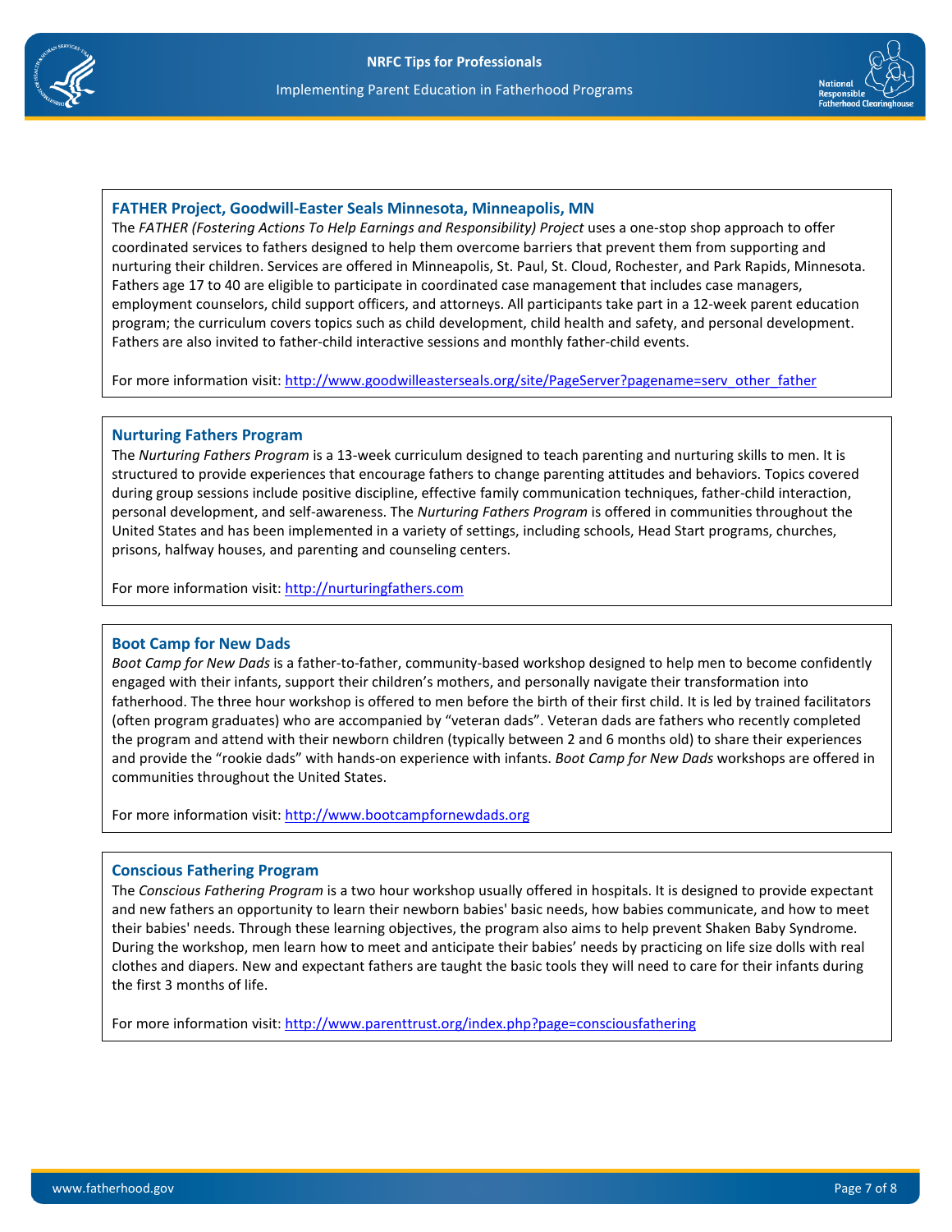### FATHER Project, Goodwill-Easter Seals Minnesota, Minneapolis, MN

The *FATHER (Fostering Actions To Help Earnings and Responsibility) Project* uses a one-stop shop approach to offer coordinated services to fathers designed to help them overcome barriers that prevent them from supporting and nurturing their children. Services are offered in Minneapolis, St. Paul, St. Cloud, Rochester, and Park Rapids, Minnesota. Fathers age 17 to 40 are eligible to participate in coordinated case management that includes case managers, employment counselors, child support officers, and attorneys. All participants take part in a 12-week parent education program; the curriculum covers topics such as child development, child health and safety, and personal development. Fathers are also invited to father-child interactive sessions and monthly father-child events.

For more information visit: http://www.goodwilleasterseals.org/site/PageServer?pagename=serv_other_father

### Nurturing Fathers Program

The *Nurturing Fathers Program* is a 13-week curriculum designed to teach parenting and nurturing skills to men. It is structured to provide experiences that encourage fathers to change parenting attitudes and behaviors. Topics covered during group sessions include positive discipline, effective family communication techniques, father-child interaction, personal development, and self-awareness. The *Nurturing Fathers Program* is offered in communities throughout the United States and has been implemented in a variety of settings, including schools, Head Start programs, churches, prisons, halfway houses, and parenting and counseling centers.

For more information visit: http://nurturingfathers.com

### Boot Camp for New Dads

*Boot Camp for New Dads* is a father-to-father, community-based workshop designed to help men to become confidently engaged with their infants, support their children's mothers, and personally navigate their transformation into fatherhood. The three hour workshop is offered to men before the birth of their first child. It is led by trained facilitators (often program graduates) who are accompanied by "veteran dads". Veteran dads are fathers who recently completed the program and attend with their newborn children (typically between 2 and 6 months old) to share their experiences and provide the "rookie dads" with hands-on experience with infants. *Boot Camp for New Dads* workshops are offered in communities throughout the United States.

For more information visit: http://www.bootcampfornewdads.org

### Conscious Fathering Program

The *Conscious Fathering Program* is a two hour workshop usually offered in hospitals. It is designed to provide expectant and new fathers an opportunity to learn their newborn babies' basic needs, how babies communicate, and how to meet their babies' needs. Through these learning objectives, the program also aims to help prevent Shaken Baby Syndrome. During the workshop, men learn how to meet and anticipate their babies' needs by practicing on life size dolls with real clothes and diapers. New and expectant fathers are taught the basic tools they will need to care for their infants during the first 3 months of life.

For more information visit: http://www.parenttrust.org/index.php?page=consciousfathering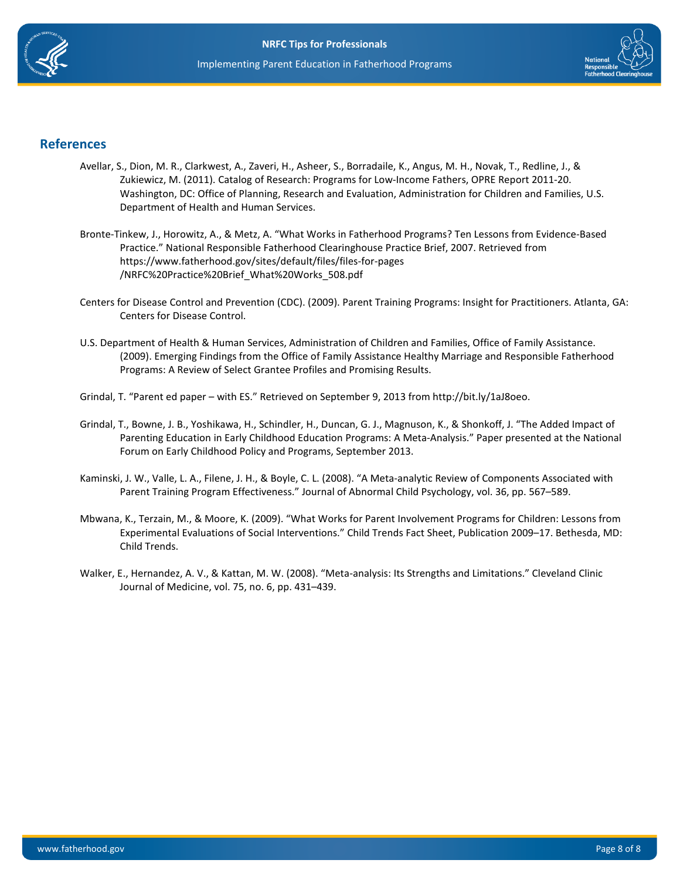## References

Avellar, S., Dion, M. R., Clarkwest, A., Zaveri, H., Asheer, S., Borradaile, K., Angus, M. H., Novak, T., Redline, J., & Zukiewicz, M. (2011). Catalog of Research: Programs for Low-Income Fathers, OPRE Report 2011-20. Washington, DC: Office of Planning, Research and Evaluation, Administration for Children and Families, U.S. Department of Health and Human Services.

Bronte-Tinkew, J., Horowitz, A., & Metz, A. "What Works in Fatherhood Programs? Ten Lessons from Evidence-Based Practice." National Responsible Fatherhood Clearinghouse Practice Brief, 2007. Retrieved from https://www.fatherhood.gov/sites/default/files/files-for-pages /NRFC%20Practice%20Brief_What%20Works_508.pdf

Centers for Disease Control and Prevention (CDC). (2009). Parent Training Programs: Insight for Practitioners. Atlanta, GA: Centers for Disease Control.

U.S. Department of Health & Human Services, Administration of Children and Families, Office of Family Assistance. (2009). Emerging Findings from the Office of Family Assistance Healthy Marriage and Responsible Fatherhood Programs: A Review of Select Grantee Profiles and Promising Results.

Grindal, T. "Parent ed paper – with ES." Retrieved on September 9, 2013 from http://bit.ly/1aJ8oeo.

Grindal, T., Bowne, J. B., Yoshikawa, H., Schindler, H., Duncan, G. J., Magnuson, K., & Shonkoff, J. "The Added Impact of Parenting Education in Early Childhood Education Programs: A Meta-Analysis." Paper presented at the National Forum on Early Childhood Policy and Programs, September 2013.

Kaminski, J. W., Valle, L. A., Filene, J. H., & Boyle, C. L. (2008). "A Meta-analytic Review of Components Associated with Parent Training Program Effectiveness." Journal of Abnormal Child Psychology, vol. 36, pp. 567–589.

Mbwana, K., Terzain, M., & Moore, K. (2009). "What Works for Parent Involvement Programs for Children: Lessons from Experimental Evaluations of Social Interventions." Child Trends Fact Sheet, Publication 2009–17. Bethesda, MD: Child Trends.

Walker, E., Hernandez, A. V., & Kattan, M. W. (2008). "Meta-analysis: Its Strengths and Limitations." Cleveland Clinic Journal of Medicine, vol. 75, no. 6, pp. 431–439.